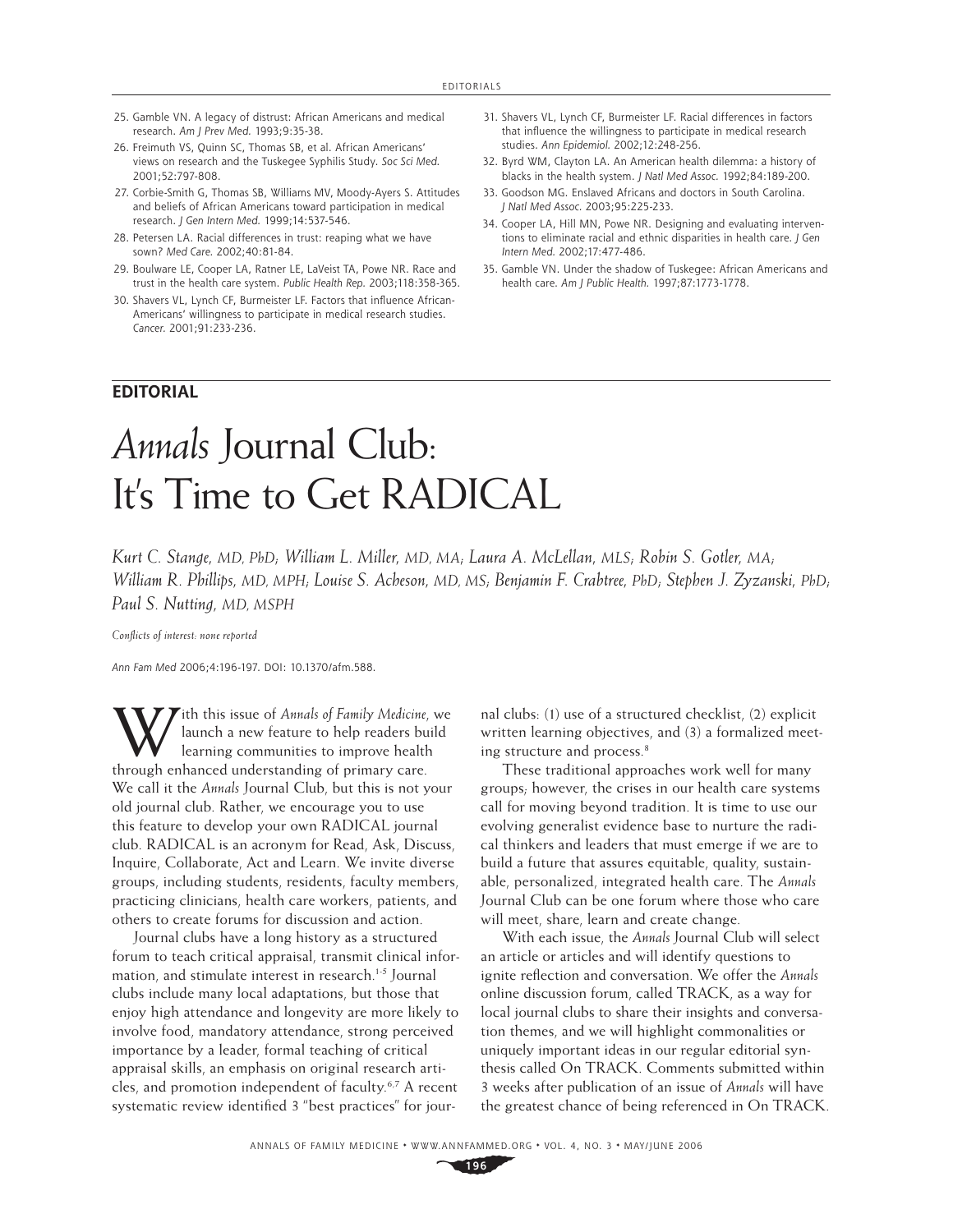25. Gamble VN. A legacy of distrust: African Americans and medical research. *Am J Prev Med.* 1993;9:35-38.
26. Freimuth VS, Quinn SC, Thomas SB, et al. African Americans' views on research and the Tuskegee Syphilis Study. *Soc Sci Med.* 2001;52:797-808.
27. Corbie-Smith G, Thomas SB, Williams MV, Moody-Ayers S. Attitudes and beliefs of African Americans toward participation in medical research. *J Gen Intern Med.* 1999;14:537-546.
28. Petersen LA. Racial differences in trust: reaping what we have sown? *Med Care.* 2002;40:81-84.
29. Boulware LE, Cooper LA, Ratner LE, LaVeist TA, Powe NR. Race and trust in the health care system. *Public Health Rep.* 2003;118:358-365.
30. Shavers VL, Lynch CF, Burmeister LF. Factors that influence African-Americans' willingness to participate in medical research studies. *Cancer.* 2001;91:233-236.
31. Shavers VL, Lynch CF, Burmeister LF. Racial differences in factors that influence the willingness to participate in medical research studies. *Ann Epidemiol.* 2002;12:248-256.
32. Byrd WM, Clayton LA. An American health dilemma: a history of blacks in the health system. *J Natl Med Assoc.* 1992;84:189-200.
33. Goodson MG. Enslaved Africans and doctors in South Carolina. *J Natl Med Assoc.* 2003;95:225-233.
34. Cooper LA, Hill MN, Powe NR. Designing and evaluating interventions to eliminate racial and ethnic disparities in health care. *J Gen Intern Med.* 2002;17:477-486.
35. Gamble VN. Under the shadow of Tuskegee: African Americans and health care. *Am J Public Health.* 1997;87:1773-1778.

**EDITORIAL**

# *Annals* Journal Club: It's Time to Get RADICAL

*Kurt C. Stange, MD, PhD; William L. Miller, MD, MA; Laura A. McLellan, MLS; Robin S. Gotler, MA; William R. Phillips, MD, MPH; Louise S. Acheson, MD, MS; Benjamin F. Crabtree, PhD; Stephen J. Zyzanski, PhD; Paul S. Nutting, MD, MSPH*

*Conflicts of interest: none reported*

*Ann Fam Med* 2006;4:196-197. DOI: 10.1370/afm.588.

With this issue of *Annals of Family Medicine*, we launch a new feature to help readers build learning communities to improve health through enhanced understanding of primary care. We call it the *Annals* Journal Club, but this is not your old journal club. Rather, we encourage you to use this feature to develop your own RADICAL journal club. RADICAL is an acronym for Read, Ask, Discuss, Inquire, Collaborate, Act and Learn. We invite diverse groups, including students, residents, faculty members, practicing clinicians, health care workers, patients, and others to create forums for discussion and action.

Journal clubs have a long history as a structured forum to teach critical appraisal, transmit clinical information, and stimulate interest in research.[1-5] Journal clubs include many local adaptations, but those that enjoy high attendance and longevity are more likely to involve food, mandatory attendance, strong perceived importance by a leader, formal teaching of critical appraisal skills, an emphasis on original research articles, and promotion independent of faculty.[6,7] A recent systematic review identified 3 "best practices" for journal clubs: (1) use of a structured checklist, (2) explicit written learning objectives, and (3) a formalized meeting structure and process.[8]

These traditional approaches work well for many groups; however, the crises in our health care systems call for moving beyond tradition. It is time to use our evolving generalist evidence base to nurture the radical thinkers and leaders that must emerge if we are to build a future that assures equitable, quality, sustainable, personalized, integrated health care. The *Annals* Journal Club can be one forum where those who care will meet, share, learn and create change.

With each issue, the *Annals* Journal Club will select an article or articles and will identify questions to ignite reflection and conversation. We offer the *Annals* online discussion forum, called TRACK, as a way for local journal clubs to share their insights and conversation themes, and we will highlight commonalities or uniquely important ideas in our regular editorial synthesis called On TRACK. Comments submitted within 3 weeks after publication of an issue of *Annals* will have the greatest chance of being referenced in On TRACK.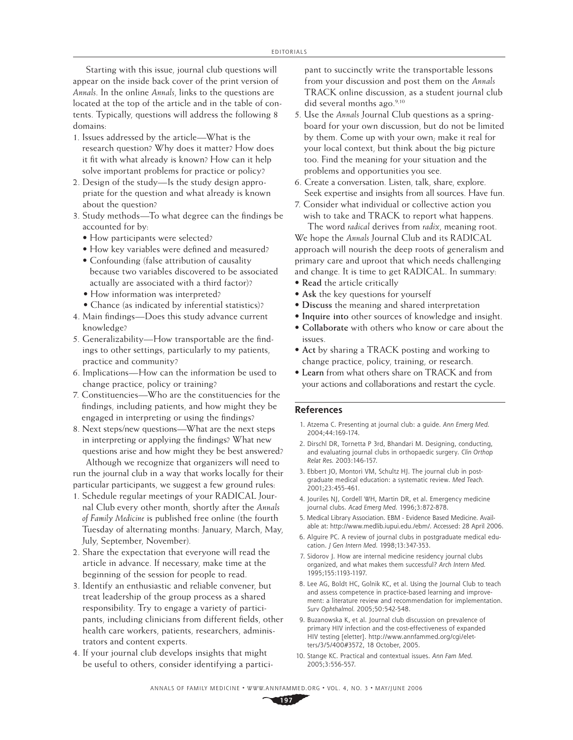Starting with this issue, journal club questions will appear on the inside back cover of the print version of *Annals*. In the online *Annals*, links to the questions are located at the top of the article and in the table of contents. Typically, questions will address the following 8 domains:

1. Issues addressed by the article—What is the research question? Why does it matter? How does it fit with what already is known? How can it help solve important problems for practice or policy?
2. Design of the study—Is the study design appropriate for the question and what already is known about the question?
3. Study methods—To what degree can the findings be accounted for by:
   - How participants were selected?
   - How key variables were defined and measured?
   - Confounding (false attribution of causality because two variables discovered to be associated actually are associated with a third factor)?
   - How information was interpreted?
   - Chance (as indicated by inferential statistics)?
4. Main findings—Does this study advance current knowledge?
5. Generalizability—How transportable are the findings to other settings, particularly to my patients, practice and community?
6. Implications—How can the information be used to change practice, policy or training?
7. Constituencies—Who are the constituencies for the findings, including patients, and how might they be engaged in interpreting or using the findings?
8. Next steps/new questions—What are the next steps in interpreting or applying the findings? What new questions arise and how might they be best answered?

Although we recognize that organizers will need to run the journal club in a way that works locally for their particular participants, we suggest a few ground rules:

1. Schedule regular meetings of your RADICAL Journal Club every other month, shortly after the *Annals of Family Medicine* is published free online (the fourth Tuesday of alternating months: January, March, May, July, September, November).
2. Share the expectation that everyone will read the article in advance. If necessary, make time at the beginning of the session for people to read.
3. Identify an enthusiastic and reliable convener, but treat leadership of the group process as a shared responsibility. Try to engage a variety of participants, including clinicians from different fields, other health care workers, patients, researchers, administrators and content experts.
4. If your journal club develops insights that might be useful to others, consider identifying a participant to succinctly write the transportable lessons from your discussion and post them on the *Annals* TRACK online discussion, as a student journal club did several months ago.[9,10]
5. Use the *Annals* Journal Club questions as a springboard for your own discussion, but do not be limited by them. Come up with your own; make it real for your local context, but think about the big picture too. Find the meaning for your situation and the problems and opportunities you see.
6. Create a conversation. Listen, talk, share, explore. Seek expertise and insights from all sources. Have fun.
7. Consider what individual or collective action you wish to take and TRACK to report what happens.

The word *radical* derives from *radix*, meaning root. We hope the *Annals* Journal Club and its RADICAL approach will nourish the deep roots of generalism and primary care and uproot that which needs challenging and change. It is time to get RADICAL. In summary:

- **Read** the article critically
- **Ask** the key questions for yourself
- **Discuss** the meaning and shared interpretation
- **Inquire into** other sources of knowledge and insight.
- **Collaborate** with others who know or care about the issues.
- **Act** by sharing a TRACK posting and working to change practice, policy, training, or research.
- **Learn** from what others share on TRACK and from your actions and collaborations and restart the cycle.

## References

1. Atzema C. Presenting at journal club: a guide. *Ann Emerg Med.* 2004;44:169-174.
2. Dirschl DR, Tornetta P 3rd, Bhandari M. Designing, conducting, and evaluating journal clubs in orthopaedic surgery. *Clin Orthop Relat Res.* 2003:146-157.
3. Ebbert JO, Montori VM, Schultz HJ. The journal club in postgraduate medical education: a systematic review. *Med Teach.* 2001;23:455-461.
4. Jouriles NJ, Cordell WH, Martin DR, et al. Emergency medicine journal clubs. *Acad Emerg Med.* 1996;3:872-878.
5. Medical Library Association. EBM - Evidence Based Medicine. Available at: http://www.medlib.iupui.edu./ebm/. Accessed: 28 April 2006.
6. Alguire PC. A review of journal clubs in postgraduate medical education. *J Gen Intern Med.* 1998;13:347-353.
7. Sidorov J. How are internal medicine residency journal clubs organized, and what makes them successful? *Arch Intern Med.* 1995;155:1193-1197.
8. Lee AG, Boldt HC, Golnik KC, et al. Using the Journal Club to teach and assess competence in practice-based learning and improvement: a literature review and recommendation for implementation. *Surv Ophthalmol.* 2005;50:542-548.
9. Buzanowska K, et al. Journal club discussion on prevalence of primary HIV infection and the cost-effectiveness of expanded HIV testing [eletter]. http://www.annfammed.org/cgi/eletters/3/5/400#3572, 18 October, 2005.
10. Stange KC. Practical and contextual issues. *Ann Fam Med.* 2005;3:556-557.